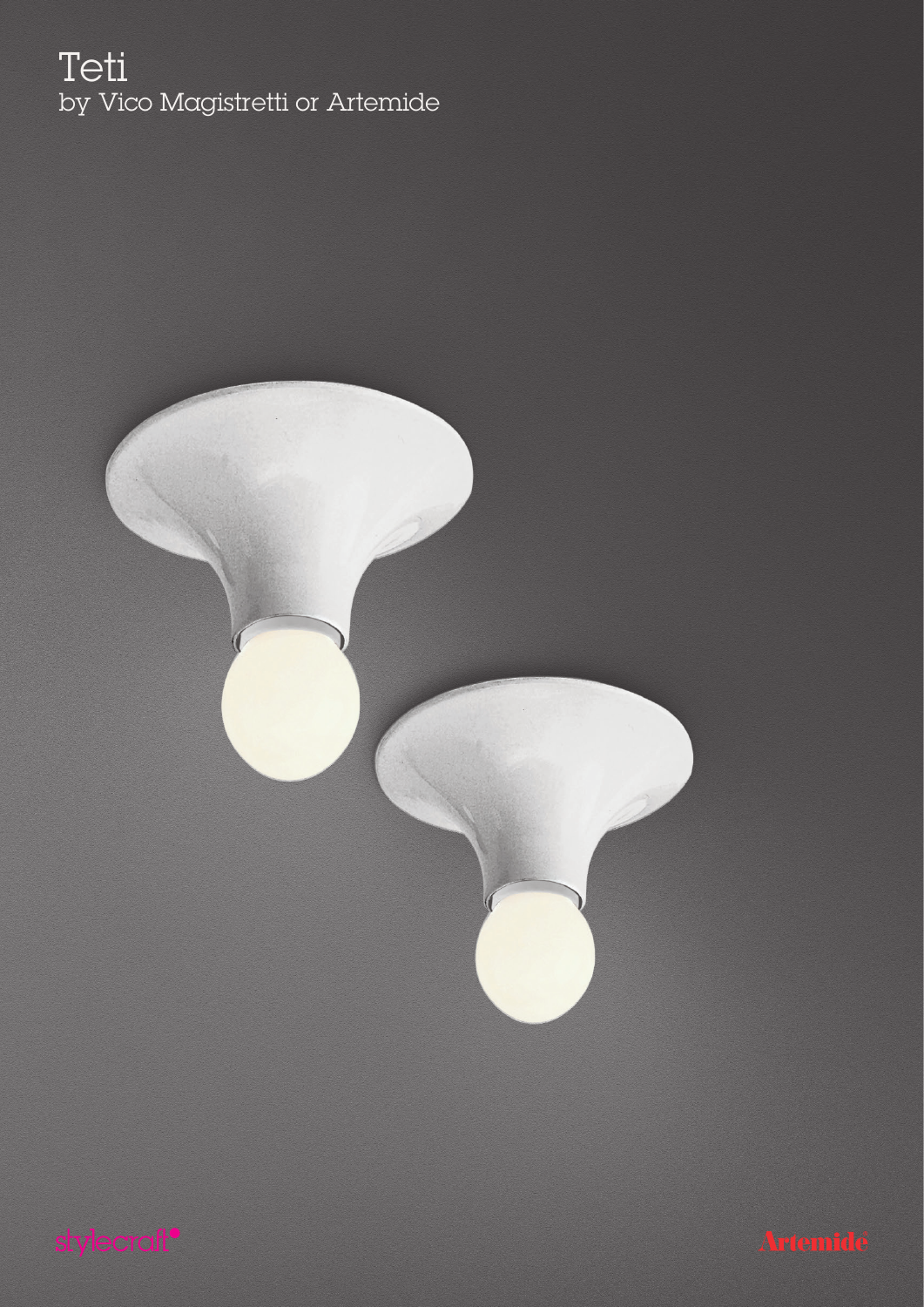# Teti

by Vico Magistretti or Artemide

stylecraft

Artemide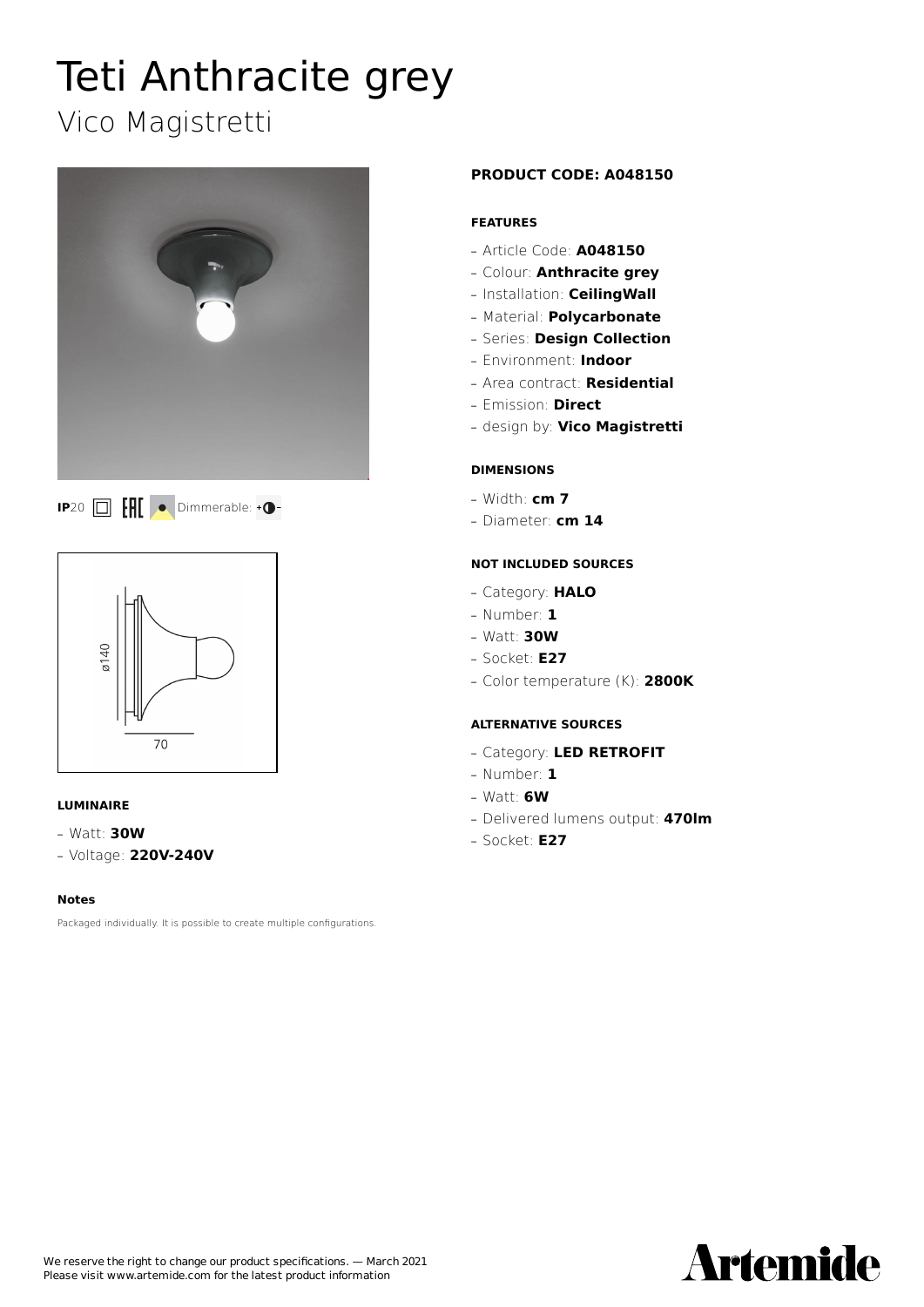# Teti Anthracite grey

## Vico Magistretti

IP20 Dimmerable:

Ø140

70

#### LUMINAIRE

- Watt: **30W**
- Voltage: **220V-240V**

#### Notes

Packaged individually. It is possible to create multiple configurations.

### PRODUCT CODE: A048150

#### FEATURES

- Article Code: **A048150**
- Colour: **Anthracite grey**
- Installation: **CeilingWall**
- Material: **Polycarbonate**
- Series: **Design Collection**
- Environment: **Indoor**
- Area contract: **Residential**
- Emission: **Direct**
- design by: **Vico Magistretti**

#### DIMENSIONS

- Width: **cm 7**
- Diameter: **cm 14**

#### NOT INCLUDED SOURCES

- Category: **HALO**
- Number: **1**
- Watt: **30W**
- Socket: **E27**
- Color temperature (K): **2800K**

#### ALTERNATIVE SOURCES

- Category: **LED RETROFIT**
- Number: **1**
- Watt: **6W**
- Delivered lumens output: **470lm**
- Socket: **E27**

We reserve the right to change our product specifications. — March 2021
Please visit www.artemide.com for the latest product information

Artemide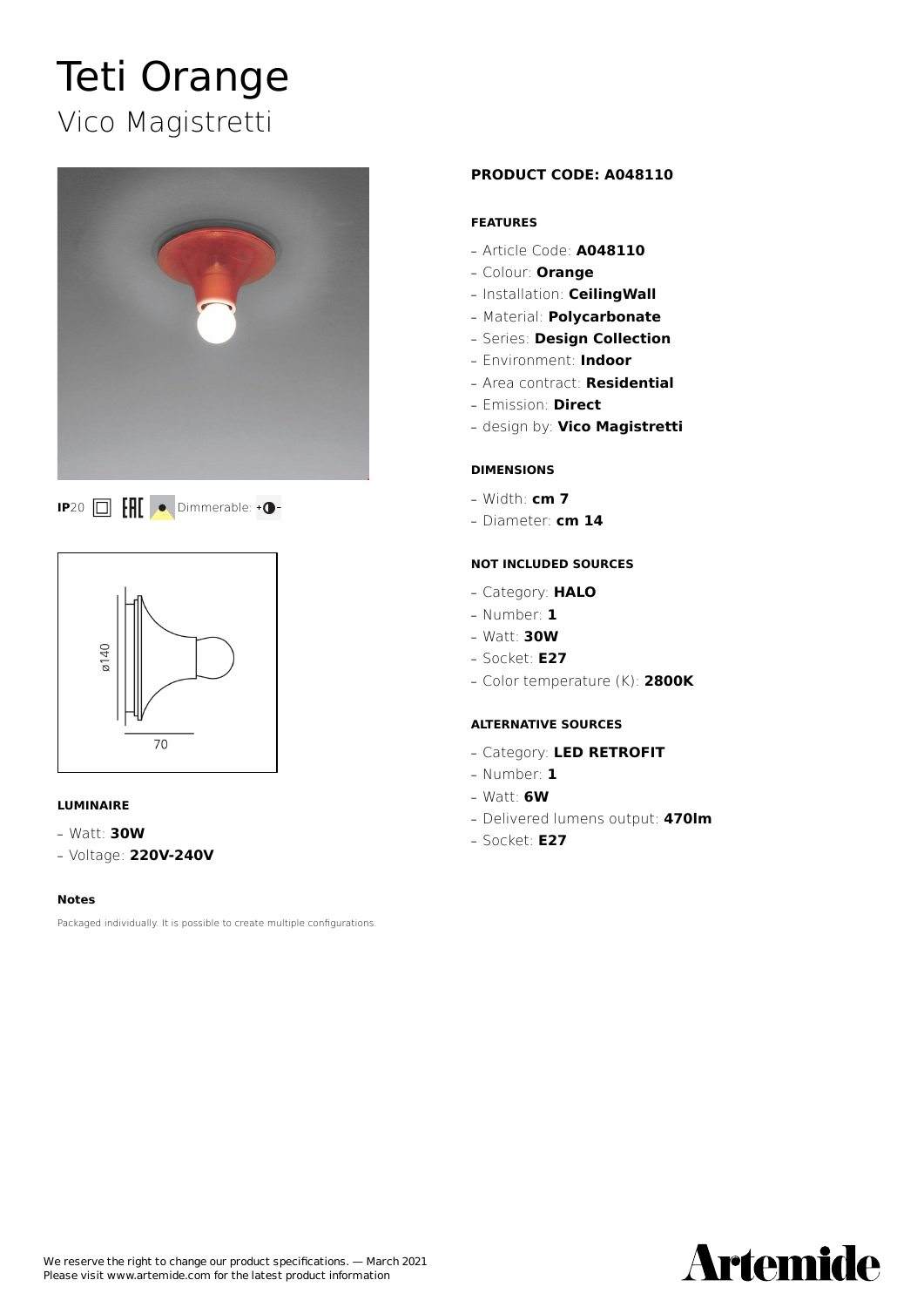# Teti Orange

## Vico Magistretti

**IP**20 Dimmerable:

**PRODUCT CODE: A048110**

**FEATURES**

- Article Code: **A048110**
- Colour: **Orange**
- Installation: **CeilingWall**
- Material: **Polycarbonate**
- Series: **Design Collection**
- Environment: **Indoor**
- Area contract: **Residential**
- Emission: **Direct**
- design by: **Vico Magistretti**

**DIMENSIONS**

- Width: **cm 7**
- Diameter: **cm 14**

**NOT INCLUDED SOURCES**

- Category: **HALO**
- Number: **1**
- Watt: **30W**
- Socket: **E27**
- Color temperature (K): **2800K**

**ALTERNATIVE SOURCES**

- Category: **LED RETROFIT**
- Number: **1**
- Watt: **6W**
- Delivered lumens output: **470lm**
- Socket: **E27**

**LUMINAIRE**

- Watt: **30W**
- Voltage: **220V-240V**

**Notes**

Packaged individually. It is possible to create multiple configurations.

We reserve the right to change our product specifications. — March 2021
Please visit www.artemide.com for the latest product information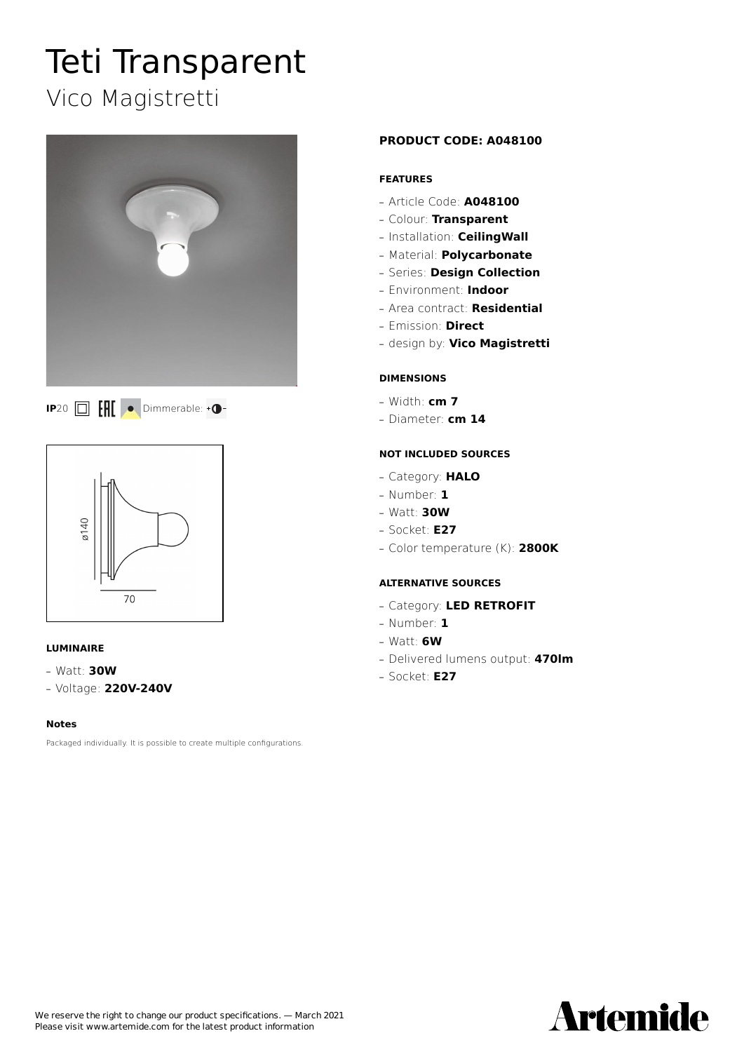# Teti Transparent

## Vico Magistretti

**IP**20 EAC Dimmerable: +-

ø140

70

**LUMINAIRE**

- Watt: **30W**
- Voltage: **220V-240V**

**Notes**

Packaged individually. It is possible to create multiple configurations.

**PRODUCT CODE: A048100**

**FEATURES**

- Article Code: **A048100**
- Colour: **Transparent**
- Installation: **CeilingWall**
- Material: **Polycarbonate**
- Series: **Design Collection**
- Environment: **Indoor**
- Area contract: **Residential**
- Emission: **Direct**
- design by: **Vico Magistretti**

**DIMENSIONS**

- Width: **cm 7**
- Diameter: **cm 14**

**NOT INCLUDED SOURCES**

- Category: **HALO**
- Number: **1**
- Watt: **30W**
- Socket: **E27**
- Color temperature (K): **2800K**

**ALTERNATIVE SOURCES**

- Category: **LED RETROFIT**
- Number: **1**
- Watt: **6W**
- Delivered lumens output: **470lm**
- Socket: **E27**

We reserve the right to change our product specifications. — March 2021
Please visit www.artemide.com for the latest product information

Artemide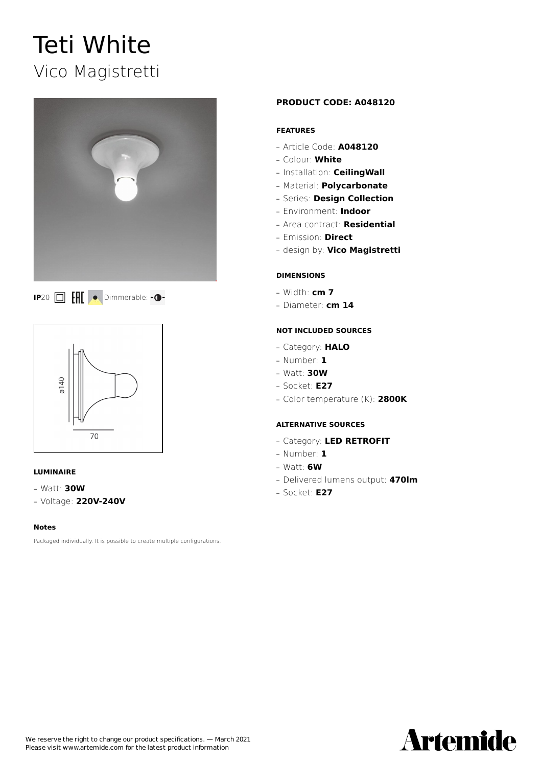# Teti White

## Vico Magistretti

**IP**20 EAC Dimmerable: +◐-

ø140

70

**LUMINAIRE**

- Watt: **30W**
- Voltage: **220V-240V**

**Notes**

Packaged individually. It is possible to create multiple configurations.

**PRODUCT CODE: A048120**

**FEATURES**

- Article Code: **A048120**
- Colour: **White**
- Installation: **CeilingWall**
- Material: **Polycarbonate**
- Series: **Design Collection**
- Environment: **Indoor**
- Area contract: **Residential**
- Emission: **Direct**
- design by: **Vico Magistretti**

**DIMENSIONS**

- Width: **cm 7**
- Diameter: **cm 14**

**NOT INCLUDED SOURCES**

- Category: **HALO**
- Number: **1**
- Watt: **30W**
- Socket: **E27**
- Color temperature (K): **2800K**

**ALTERNATIVE SOURCES**

- Category: **LED RETROFIT**
- Number: **1**
- Watt: **6W**
- Delivered lumens output: **470lm**
- Socket: **E27**

We reserve the right to change our product specifications. — March 2021
Please visit www.artemide.com for the latest product information

Artemide